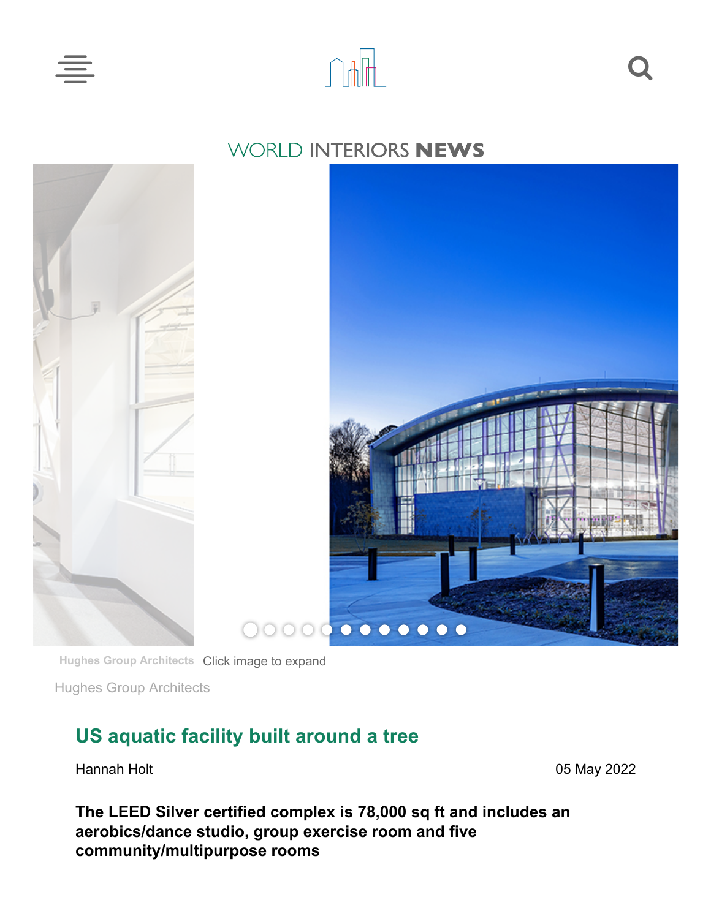WORLD INTERIORS **NEWS**

Hughes Group Architects Click image to expand

Hughes Group Architects

## US aquatic facility built around a tree

Hannah Holt

05 May 2022

**The LEED Silver certified complex is 78,000 sq ft and includes an aerobics/dance studio, group exercise room and five community/multipurpose rooms**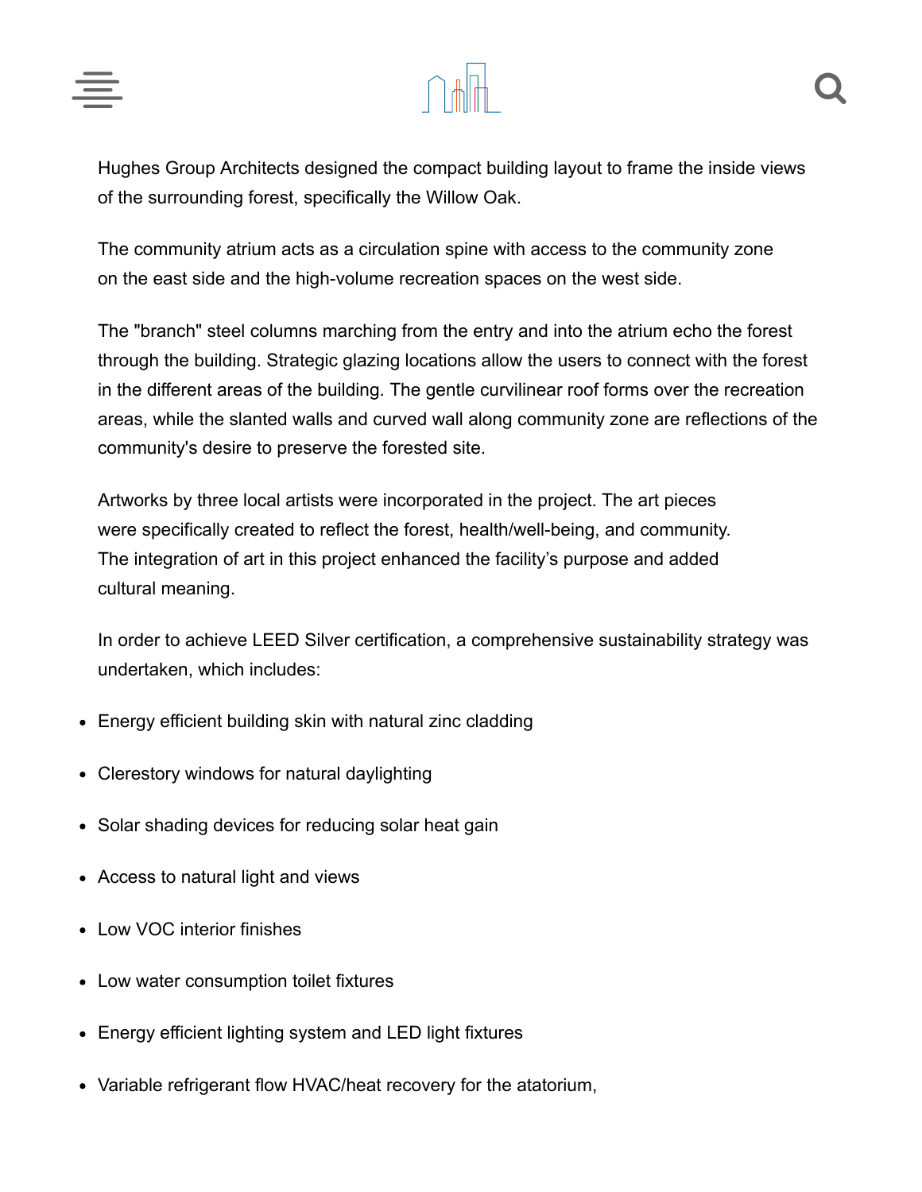Hughes Group Architects designed the compact building layout to frame the inside views of the surrounding forest, specifically the Willow Oak.

The community atrium acts as a circulation spine with access to the community zone on the east side and the high-volume recreation spaces on the west side.

The "branch" steel columns marching from the entry and into the atrium echo the forest through the building. Strategic glazing locations allow the users to connect with the forest in the different areas of the building. The gentle curvilinear roof forms over the recreation areas, while the slanted walls and curved wall along community zone are reflections of the community's desire to preserve the forested site.

Artworks by three local artists were incorporated in the project. The art pieces were specifically created to reflect the forest, health/well-being, and community. The integration of art in this project enhanced the facility's purpose and added cultural meaning.

In order to achieve LEED Silver certification, a comprehensive sustainability strategy was undertaken, which includes:

- Energy efficient building skin with natural zinc cladding
- Clerestory windows for natural daylighting
- Solar shading devices for reducing solar heat gain
- Access to natural light and views
- Low VOC interior finishes
- Low water consumption toilet fixtures
- Energy efficient lighting system and LED light fixtures
- Variable refrigerant flow HVAC/heat recovery for the atatorium,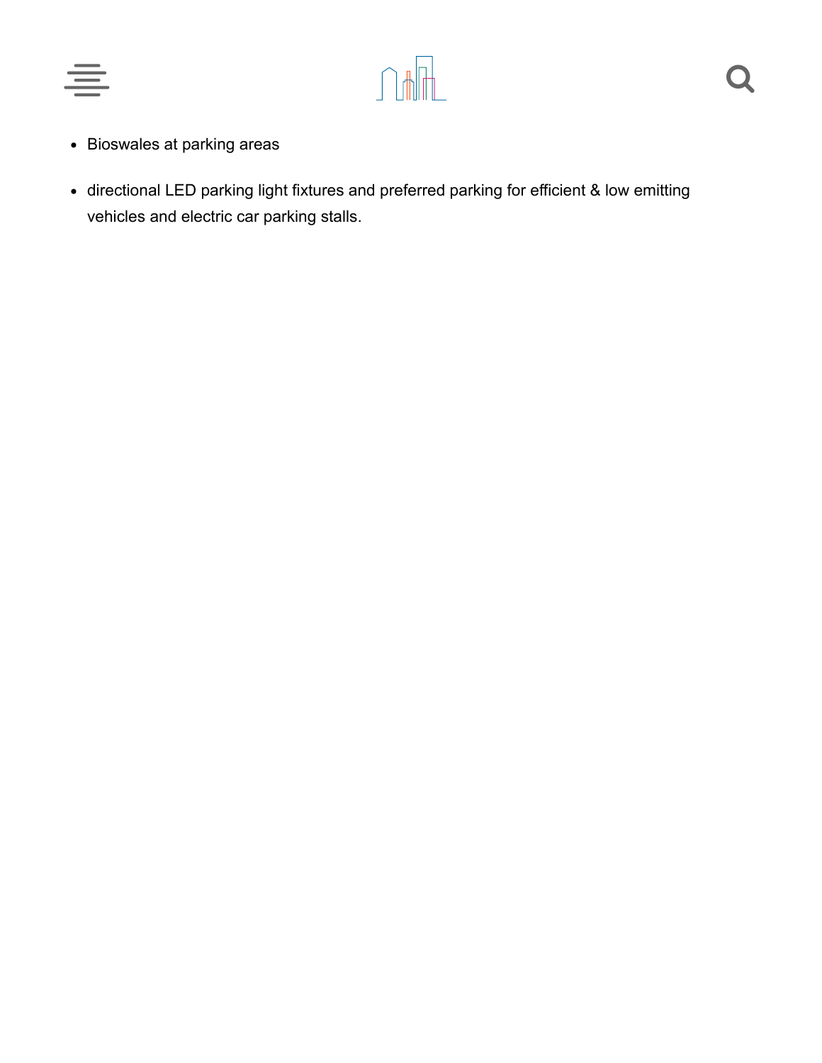- Bioswales at parking areas
- directional LED parking light fixtures and preferred parking for efficient & low emitting vehicles and electric car parking stalls.